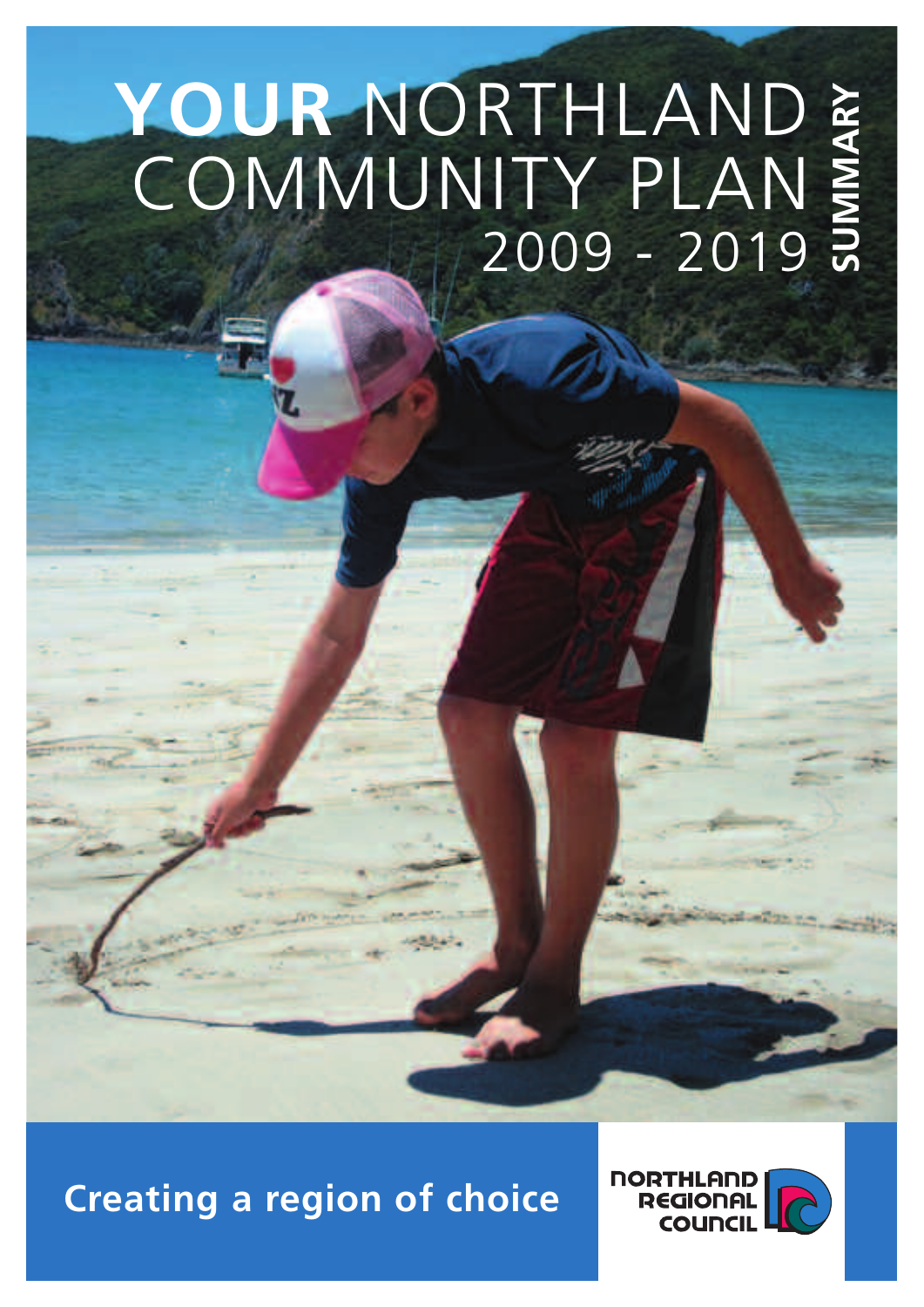# YOUR NORTHLAND COMMUNITY PLAN 2009 - 2019

SUMMARY

**Creating a region of choice**

NORTHLAND REGIONAL COUNCIL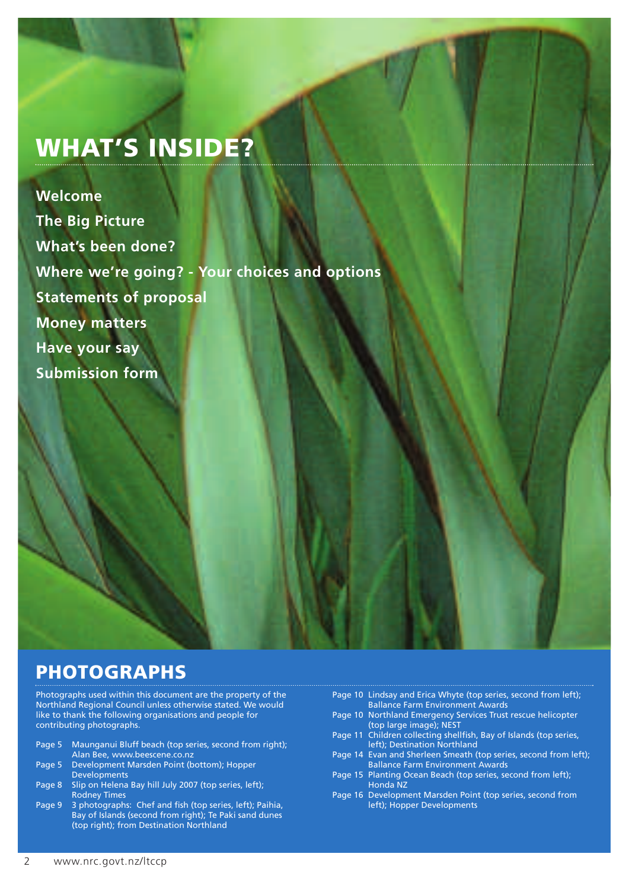# WHAT'S INSIDE?

**Welcome**

**The Big Picture**

**What's been done?**

**Where we're going? - Your choices and options**

**Statements of proposal**

**Money matters**

**Have your say**

**Submission form**

## PHOTOGRAPHS

Photographs used within this document are the property of the Northland Regional Council unless otherwise stated. We would like to thank the following organisations and people for contributing photographs.

- Page 5 Maunganui Bluff beach (top series, second from right); Alan Bee, www.beescene.co.nz
- Page 5 Development Marsden Point (bottom); Hopper Developments
- Page 8 Slip on Helena Bay hill July 2007 (top series, left); Rodney Times
- Page 9 3 photographs: Chef and fish (top series, left); Paihia, Bay of Islands (second from right); Te Paki sand dunes (top right); from Destination Northland
- Page 10 Lindsay and Erica Whyte (top series, second from left); Ballance Farm Environment Awards
- Page 10 Northland Emergency Services Trust rescue helicopter (top large image); NEST
- Page 11 Children collecting shellfish, Bay of Islands (top series, left); Destination Northland
- Page 14 Evan and Sherleen Smeath (top series, second from left); Ballance Farm Environment Awards
- Page 15 Planting Ocean Beach (top series, second from left); Honda NZ
- Page 16 Development Marsden Point (top series, second from left); Hopper Developments

www.nrc.govt.nz/ltccp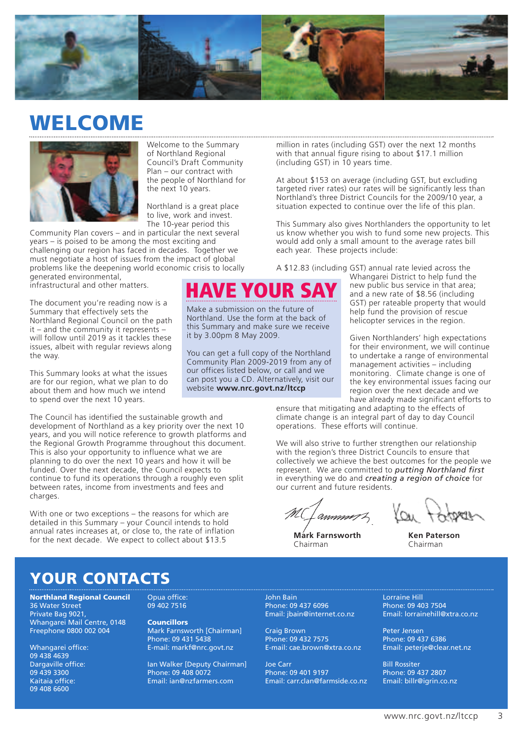# WELCOME

Welcome to the Summary of Northland Regional Council's Draft Community Plan – our contract with the people of Northland for the next 10 years.

Northland is a great place to live, work and invest. The 10-year period this Community Plan covers – and in particular the next several years – is poised to be among the most exciting and challenging our region has faced in decades. Together we must negotiate a host of issues from the impact of global problems like the deepening world economic crisis to locally generated environmental, infrastructural and other matters.

The document you're reading now is a Summary that effectively sets the Northland Regional Council on the path it – and the community it represents – will follow until 2019 as it tackles these issues, albeit with regular reviews along the way.

This Summary looks at what the issues are for our region, what we plan to do about them and how much we intend to spend over the next 10 years.

The Council has identified the sustainable growth and development of Northland as a key priority over the next 10 years, and you will notice reference to growth platforms and the Regional Growth Programme throughout this document. This is also your opportunity to influence what we are planning to do over the next 10 years and how it will be funded. Over the next decade, the Council expects to continue to fund its operations through a roughly even split between rates, income from investments and fees and charges.

With one or two exceptions – the reasons for which are detailed in this Summary – your Council intends to hold annual rates increases at, or close to, the rate of inflation for the next decade. We expect to collect about $13.5 million in rates (including GST) over the next 12 months with that annual figure rising to about $17.1 million (including GST) in 10 years time.

At about $153 on average (including GST, but excluding targeted river rates) our rates will be significantly less than Northland's three District Councils for the 2009/10 year, a situation expected to continue over the life of this plan.

This Summary also gives Northlanders the opportunity to let us know whether you wish to fund some new projects. This would add only a small amount to the average rates bill each year. These projects include:

A $12.83 (including GST) annual rate levied across the Whangarei District to help fund the new public bus service in that area; and a new rate of $8.56 (including GST) per rateable property that would help fund the provision of rescue helicopter services in the region.

Given Northlanders' high expectations for their environment, we will continue to undertake a range of environmental management activities – including monitoring. Climate change is one of the key environmental issues facing our region over the next decade and we have already made significant efforts to ensure that mitigating and adapting to the effects of climate change is an integral part of day to day Council operations. These efforts will continue.

We will also strive to further strengthen our relationship with the region's three District Councils to ensure that collectively we achieve the best outcomes for the people we represent. We are committed to ***putting Northland first*** in everything we do and ***creating a region of choice*** for our current and future residents.

**Mark Farnsworth**
Chairman

**Ken Paterson**
Chairman

## HAVE YOUR SAY

Make a submission on the future of Northland. Use the form at the back of this Summary and make sure we receive it by 3.00pm 8 May 2009.

You can get a full copy of the Northland Community Plan 2009-2019 from any of our offices listed below, or call and we can post you a CD. Alternatively, visit our website **www.nrc.govt.nz/ltccp**

# YOUR CONTACTS

**Northland Regional Council**
36 Water Street
Private Bag 9021,
Whangarei Mail Centre, 0148
Freephone 0800 002 004

Whangarei office:
09 438 4639
Dargaville office:
09 439 3300
Kaitaia office:
09 408 6600
Opua office:
09 402 7516

**Councillors**

Mark Farnsworth [Chairman]
Phone: 09 431 5438
E-mail: markf@nrc.govt.nz

Ian Walker [Deputy Chairman]
Phone: 09 408 0072
Email: ian@nzfarmers.com

John Bain
Phone: 09 437 6096
Email: jbain@internet.co.nz

Craig Brown
Phone: 09 432 7575
E-mail: cae.brown@xtra.co.nz

Joe Carr
Phone: 09 401 9197
Email: carr.clan@farmside.co.nz

Lorraine Hill
Phone: 09 403 7504
Email: lorrainehill@xtra.co.nz

Peter Jensen
Phone: 09 437 6386
Email: peterje@clear.net.nz

Bill Rossiter
Phone: 09 437 2807
Email: billr@igrin.co.nz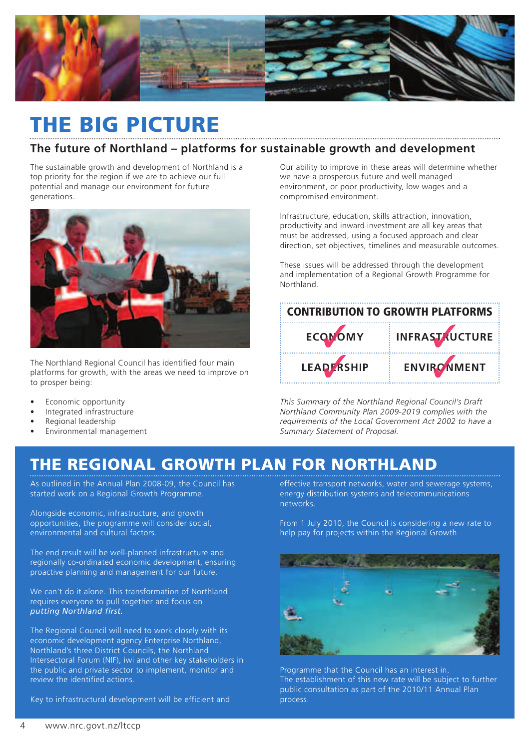# THE BIG PICTURE

## The future of Northland – platforms for sustainable growth and development

The sustainable growth and development of Northland is a top priority for the region if we are to achieve our full potential and manage our environment for future generations.

The Northland Regional Council has identified four main platforms for growth, with the areas we need to improve on to prosper being:

- Economic opportunity
- Integrated infrastructure
- Regional leadership
- Environmental management

Our ability to improve in these areas will determine whether we have a prosperous future and well managed environment, or poor productivity, low wages and a compromised environment.

Infrastructure, education, skills attraction, innovation, productivity and inward investment are all key areas that must be addressed, using a focused approach and clear direction, set objectives, timelines and measurable outcomes.

These issues will be addressed through the development and implementation of a Regional Growth Programme for Northland.

| CONTRIBUTION TO GROWTH PLATFORMS | |
|---|---|
| ECONOMY ✓ | INFRASTRUCTURE ✓ |
| LEADERSHIP ✓ | ENVIRONMENT ✓ |

*This Summary of the Northland Regional Council's Draft Northland Community Plan 2009-2019 complies with the requirements of the Local Government Act 2002 to have a Summary Statement of Proposal.*

# THE REGIONAL GROWTH PLAN FOR NORTHLAND

As outlined in the Annual Plan 2008-09, the Council has started work on a Regional Growth Programme.

Alongside economic, infrastructure, and growth opportunities, the programme will consider social, environmental and cultural factors.

The end result will be well-planned infrastructure and regionally co-ordinated economic development, ensuring proactive planning and management for our future.

We can't do it alone. This transformation of Northland requires everyone to pull together and focus on *putting Northland first.*

The Regional Council will need to work closely with its economic development agency Enterprise Northland, Northland's three District Councils, the Northland Intersectoral Forum (NIF), iwi and other key stakeholders in the public and private sector to implement, monitor and review the identified actions.

Key to infrastructural development will be efficient and effective transport networks, water and sewerage systems, energy distribution systems and telecommunications networks.

From 1 July 2010, the Council is considering a new rate to help pay for projects within the Regional Growth Programme that the Council has an interest in. The establishment of this new rate will be subject to further public consultation as part of the 2010/11 Annual Plan process.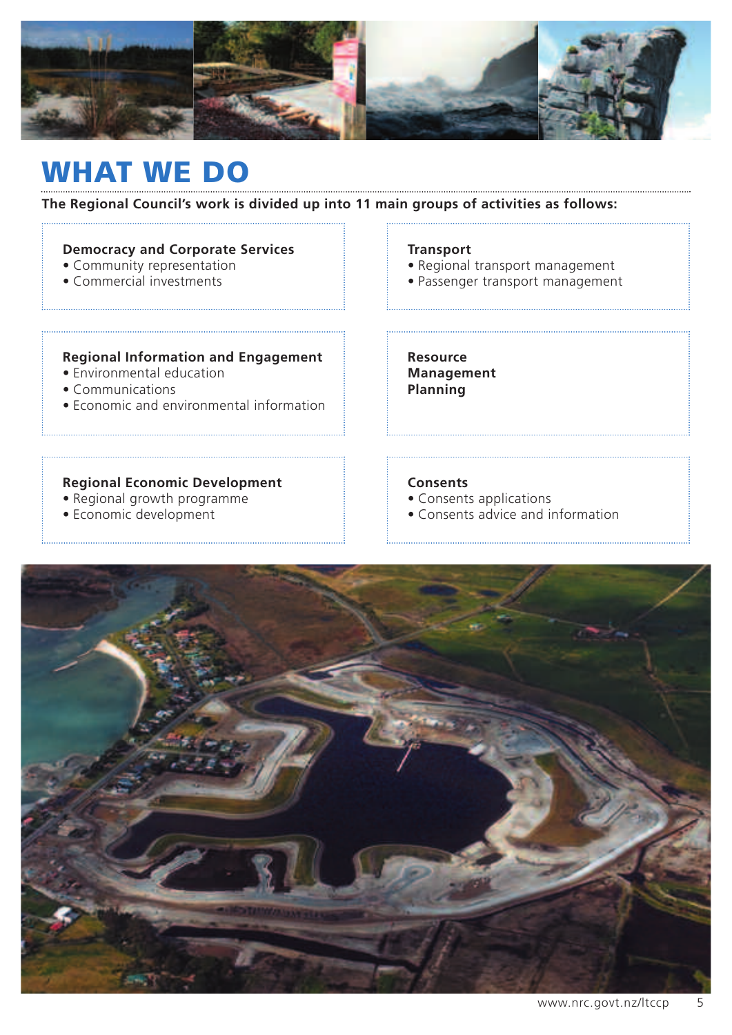# WHAT WE DO

**The Regional Council's work is divided up into 11 main groups of activities as follows:**

**Democracy and Corporate Services**
- Community representation
- Commercial investments

**Transport**
- Regional transport management
- Passenger transport management

**Regional Information and Engagement**
- Environmental education
- Communications
- Economic and environmental information

**Resource Management Planning**

**Regional Economic Development**
- Regional growth programme
- Economic development

**Consents**
- Consents applications
- Consents advice and information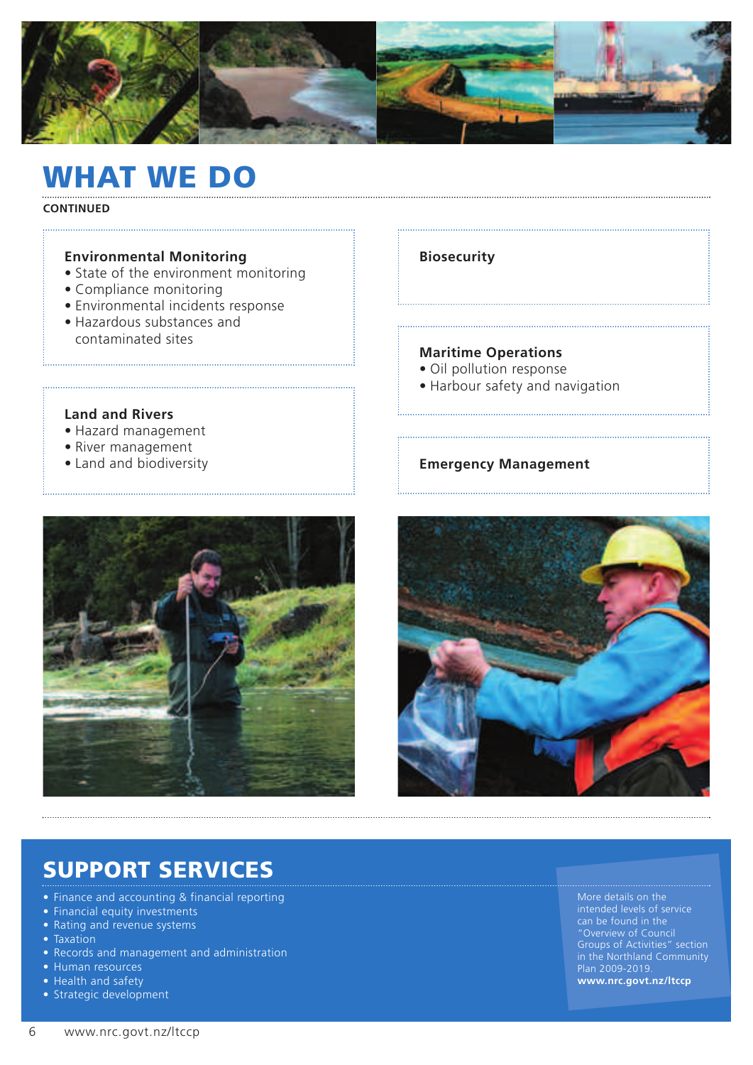# WHAT WE DO

**CONTINUED**

### Environmental Monitoring

- State of the environment monitoring
- Compliance monitoring
- Environmental incidents response
- Hazardous substances and contaminated sites

### Land and Rivers

- Hazard management
- River management
- Land and biodiversity

### Biosecurity

### Maritime Operations

- Oil pollution response
- Harbour safety and navigation

### Emergency Management

# SUPPORT SERVICES

- Finance and accounting & financial reporting
- Financial equity investments
- Rating and revenue systems
- Taxation
- Records and management and administration
- Human resources
- Health and safety
- Strategic development

More details on the intended levels of service can be found in the "Overview of Council Groups of Activities" section in the Northland Community Plan 2009-2019. **www.nrc.govt.nz/ltccp**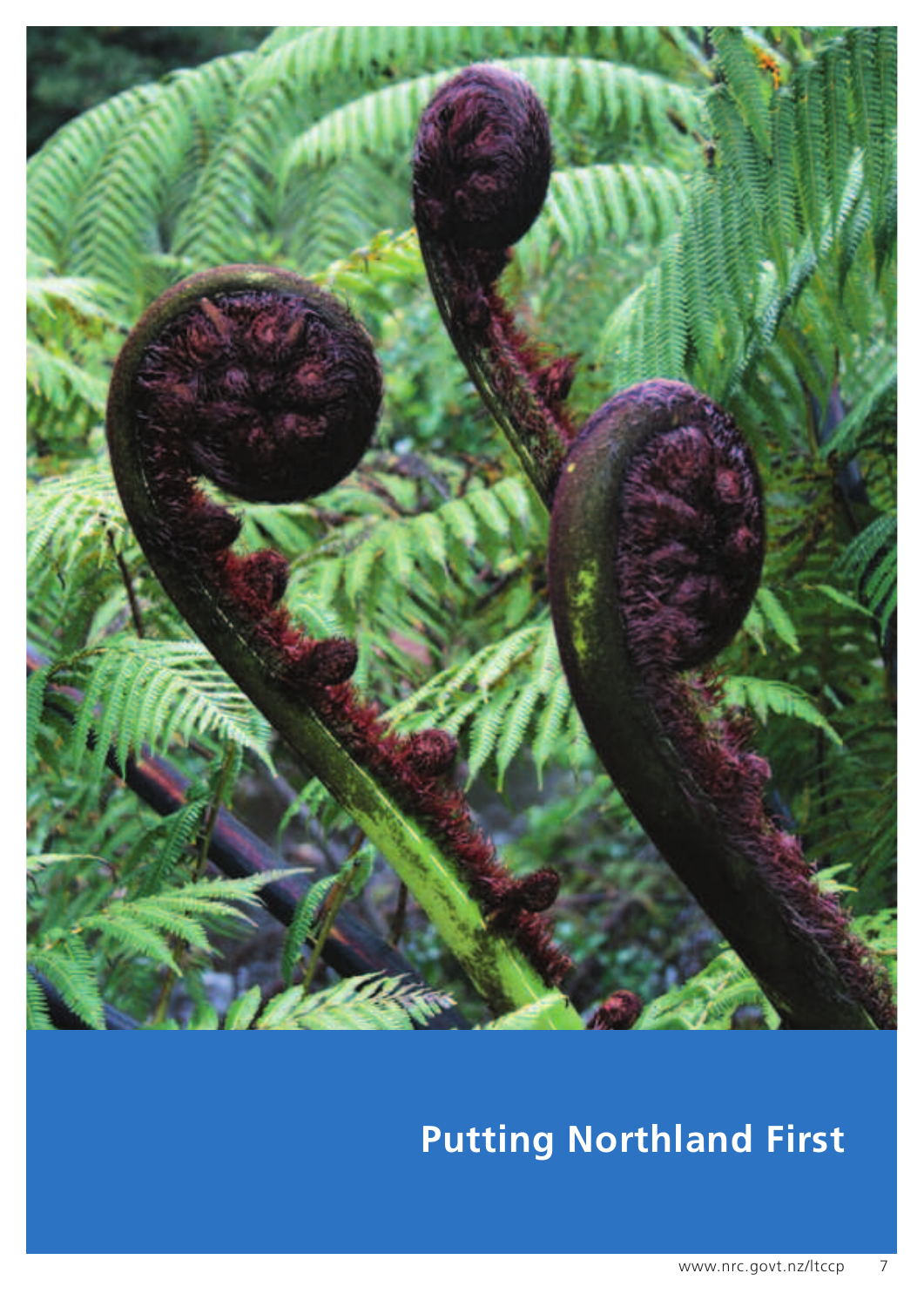# Putting Northland First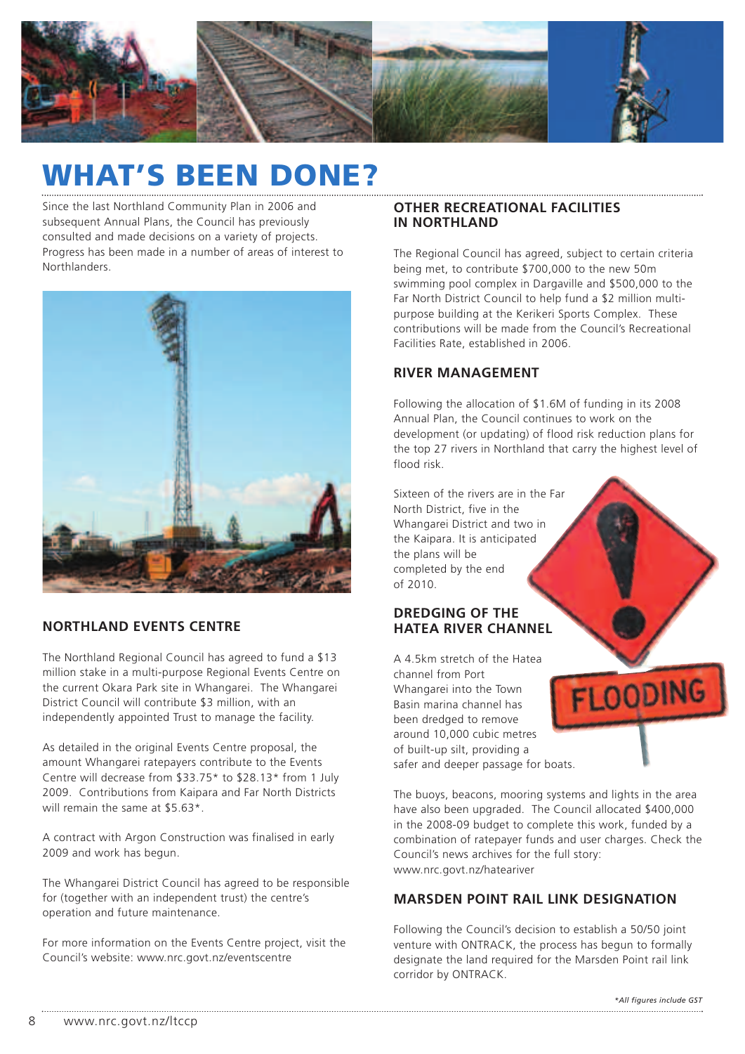# WHAT'S BEEN DONE?

Since the last Northland Community Plan in 2006 and subsequent Annual Plans, the Council has previously consulted and made decisions on a variety of projects. Progress has been made in a number of areas of interest to Northlanders.

### NORTHLAND EVENTS CENTRE

The Northland Regional Council has agreed to fund a $13 million stake in a multi-purpose Regional Events Centre on the current Okara Park site in Whangarei. The Whangarei District Council will contribute $3 million, with an independently appointed Trust to manage the facility.

As detailed in the original Events Centre proposal, the amount Whangarei ratepayers contribute to the Events Centre will decrease from $33.75* to $28.13* from 1 July 2009. Contributions from Kaipara and Far North Districts will remain the same at $5.63*.

A contract with Argon Construction was finalised in early 2009 and work has begun.

The Whangarei District Council has agreed to be responsible for (together with an independent trust) the centre's operation and future maintenance.

For more information on the Events Centre project, visit the Council's website: www.nrc.govt.nz/eventscentre

### OTHER RECREATIONAL FACILITIES IN NORTHLAND

The Regional Council has agreed, subject to certain criteria being met, to contribute $700,000 to the new 50m swimming pool complex in Dargaville and $500,000 to the Far North District Council to help fund a $2 million multi-purpose building at the Kerikeri Sports Complex. These contributions will be made from the Council's Recreational Facilities Rate, established in 2006.

### RIVER MANAGEMENT

Following the allocation of $1.6M of funding in its 2008 Annual Plan, the Council continues to work on the development (or updating) of flood risk reduction plans for the top 27 rivers in Northland that carry the highest level of flood risk.

Sixteen of the rivers are in the Far North District, five in the Whangarei District and two in the Kaipara. It is anticipated the plans will be completed by the end of 2010.

### DREDGING OF THE HATEA RIVER CHANNEL

A 4.5km stretch of the Hatea channel from Port Whangarei into the Town Basin marina channel has been dredged to remove around 10,000 cubic metres of built-up silt, providing a safer and deeper passage for boats.

The buoys, beacons, mooring systems and lights in the area have also been upgraded. The Council allocated $400,000 in the 2008-09 budget to complete this work, funded by a combination of ratepayer funds and user charges. Check the Council's news archives for the full story: www.nrc.govt.nz/hateariver

### MARSDEN POINT RAIL LINK DESIGNATION

Following the Council's decision to establish a 50/50 joint venture with ONTRACK, the process has begun to formally designate the land required for the Marsden Point rail link corridor by ONTRACK.

*\*All figures include GST*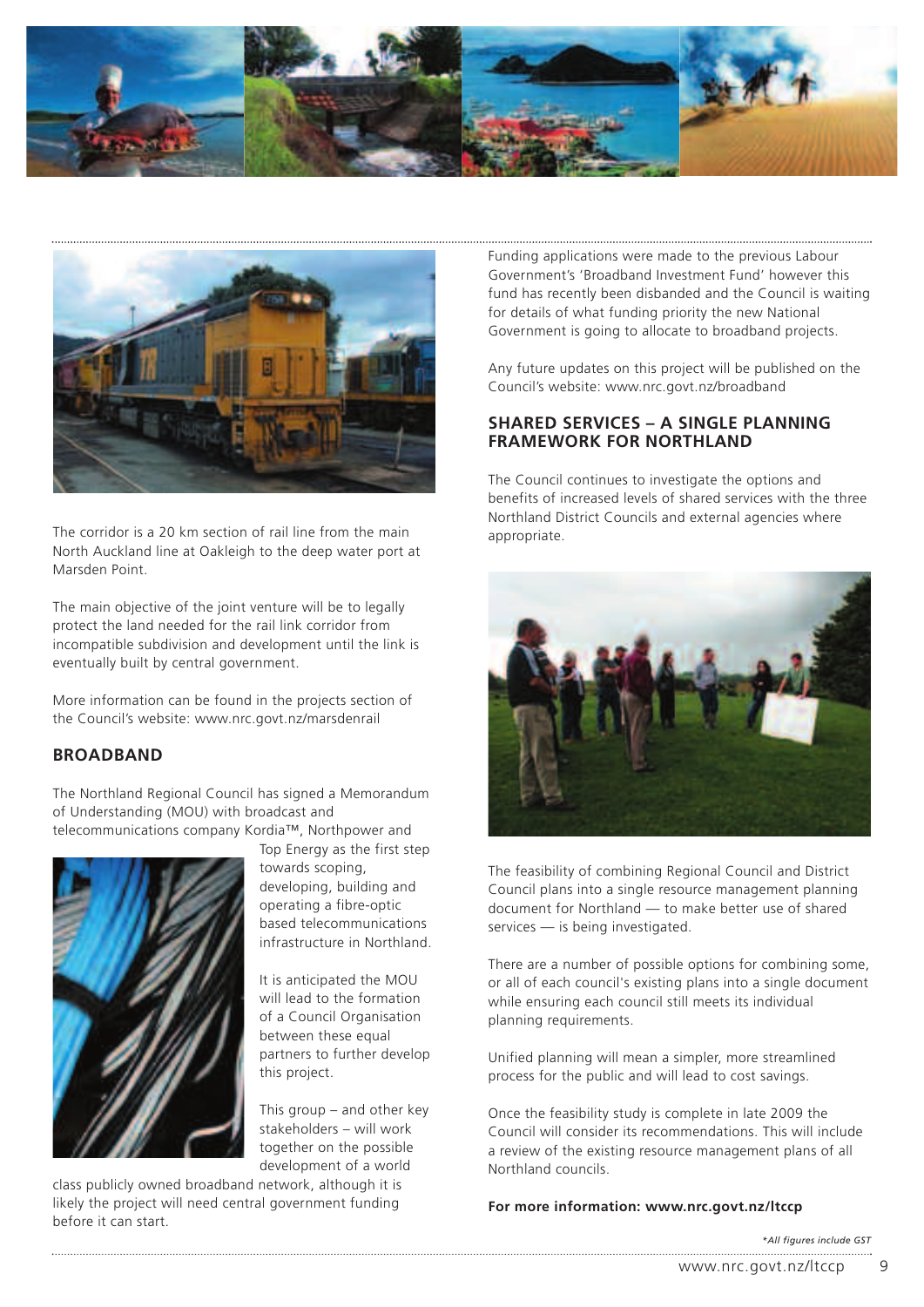The corridor is a 20 km section of rail line from the main North Auckland line at Oakleigh to the deep water port at Marsden Point.

The main objective of the joint venture will be to legally protect the land needed for the rail link corridor from incompatible subdivision and development until the link is eventually built by central government.

More information can be found in the projects section of the Council's website: www.nrc.govt.nz/marsdenrail

## BROADBAND

The Northland Regional Council has signed a Memorandum of Understanding (MOU) with broadcast and telecommunications company Kordia™, Northpower and Top Energy as the first step towards scoping, developing, building and operating a fibre-optic based telecommunications infrastructure in Northland.

It is anticipated the MOU will lead to the formation of a Council Organisation between these equal partners to further develop this project.

This group – and other key stakeholders – will work together on the possible development of a world class publicly owned broadband network, although it is likely the project will need central government funding before it can start.

Funding applications were made to the previous Labour Government's 'Broadband Investment Fund' however this fund has recently been disbanded and the Council is waiting for details of what funding priority the new National Government is going to allocate to broadband projects.

Any future updates on this project will be published on the Council's website: www.nrc.govt.nz/broadband

## SHARED SERVICES – A SINGLE PLANNING FRAMEWORK FOR NORTHLAND

The Council continues to investigate the options and benefits of increased levels of shared services with the three Northland District Councils and external agencies where appropriate.

The feasibility of combining Regional Council and District Council plans into a single resource management planning document for Northland — to make better use of shared services — is being investigated.

There are a number of possible options for combining some, or all of each council's existing plans into a single document while ensuring each council still meets its individual planning requirements.

Unified planning will mean a simpler, more streamlined process for the public and will lead to cost savings.

Once the feasibility study is complete in late 2009 the Council will consider its recommendations. This will include a review of the existing resource management plans of all Northland councils.

**For more information: www.nrc.govt.nz/ltccp**

*\*All figures include GST*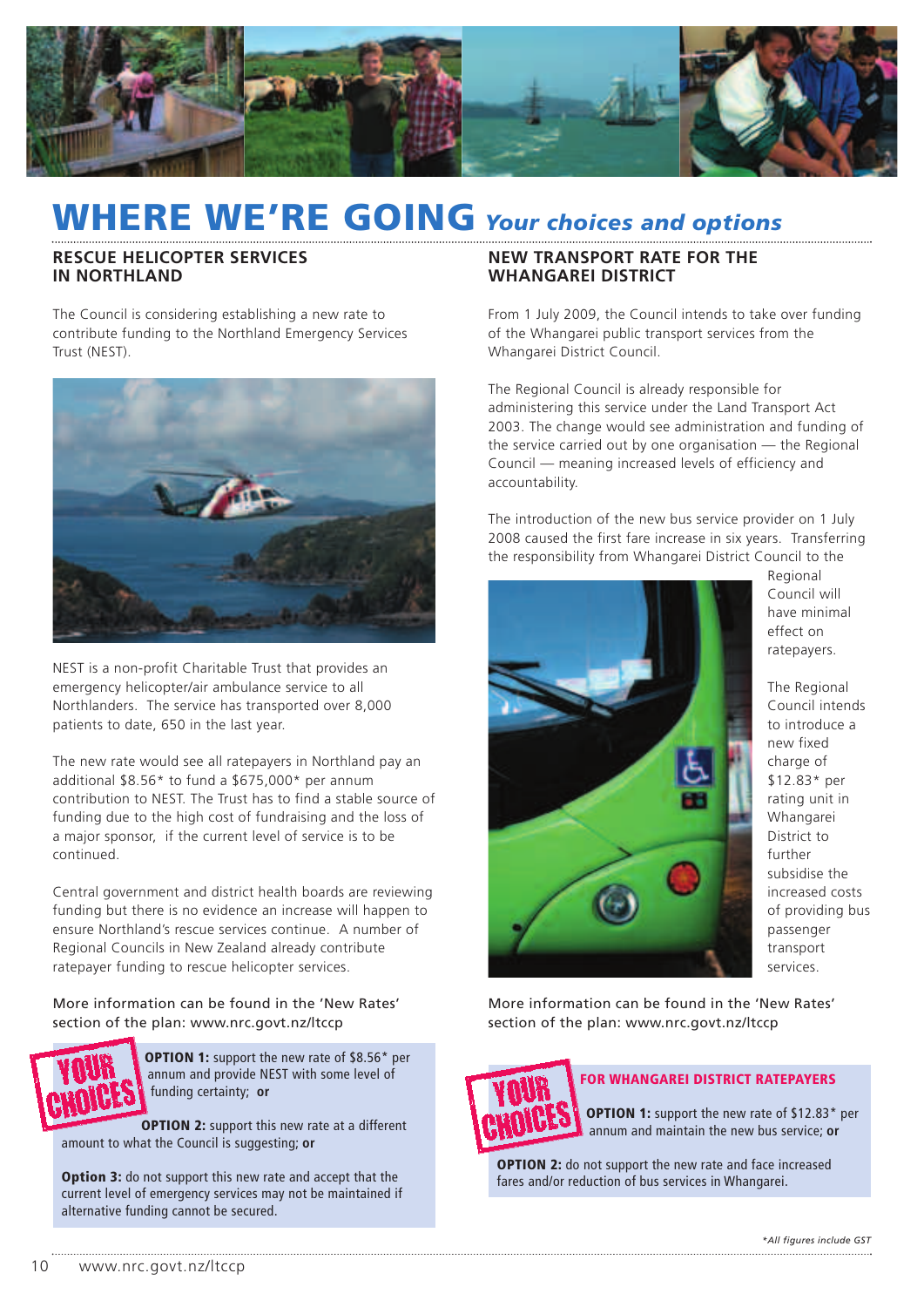# WHERE WE'RE GOING *Your choices and options*

## RESCUE HELICOPTER SERVICES IN NORTHLAND

The Council is considering establishing a new rate to contribute funding to the Northland Emergency Services Trust (NEST).

NEST is a non-profit Charitable Trust that provides an emergency helicopter/air ambulance service to all Northlanders. The service has transported over 8,000 patients to date, 650 in the last year.

The new rate would see all ratepayers in Northland pay an additional $8.56* to fund a $675,000* per annum contribution to NEST. The Trust has to find a stable source of funding due to the high cost of fundraising and the loss of a major sponsor, if the current level of service is to be continued.

Central government and district health boards are reviewing funding but there is no evidence an increase will happen to ensure Northland's rescue services continue. A number of Regional Councils in New Zealand already contribute ratepayer funding to rescue helicopter services.

More information can be found in the 'New Rates' section of the plan: www.nrc.govt.nz/ltccp

**YOUR CHOICES**

**OPTION 1:** support the new rate of $8.56* per annum and provide NEST with some level of funding certainty; **or**

**OPTION 2:** support this new rate at a different amount to what the Council is suggesting; **or**

**Option 3:** do not support this new rate and accept that the current level of emergency services may not be maintained if alternative funding cannot be secured.

## NEW TRANSPORT RATE FOR THE WHANGAREI DISTRICT

From 1 July 2009, the Council intends to take over funding of the Whangarei public transport services from the Whangarei District Council.

The Regional Council is already responsible for administering this service under the Land Transport Act 2003. The change would see administration and funding of the service carried out by one organisation — the Regional Council — meaning increased levels of efficiency and accountability.

The introduction of the new bus service provider on 1 July 2008 caused the first fare increase in six years. Transferring the responsibility from Whangarei District Council to the Regional Council will have minimal effect on ratepayers.

The Regional Council intends to introduce a new fixed charge of $12.83* per rating unit in Whangarei District to further subsidise the increased costs of providing bus passenger transport services.

More information can be found in the 'New Rates' section of the plan: www.nrc.govt.nz/ltccp

**YOUR CHOICES**

**FOR WHANGAREI DISTRICT RATEPAYERS**

**OPTION 1:** support the new rate of $12.83* per annum and maintain the new bus service; **or**

**OPTION 2:** do not support the new rate and face increased fares and/or reduction of bus services in Whangarei.

*\*All figures include GST*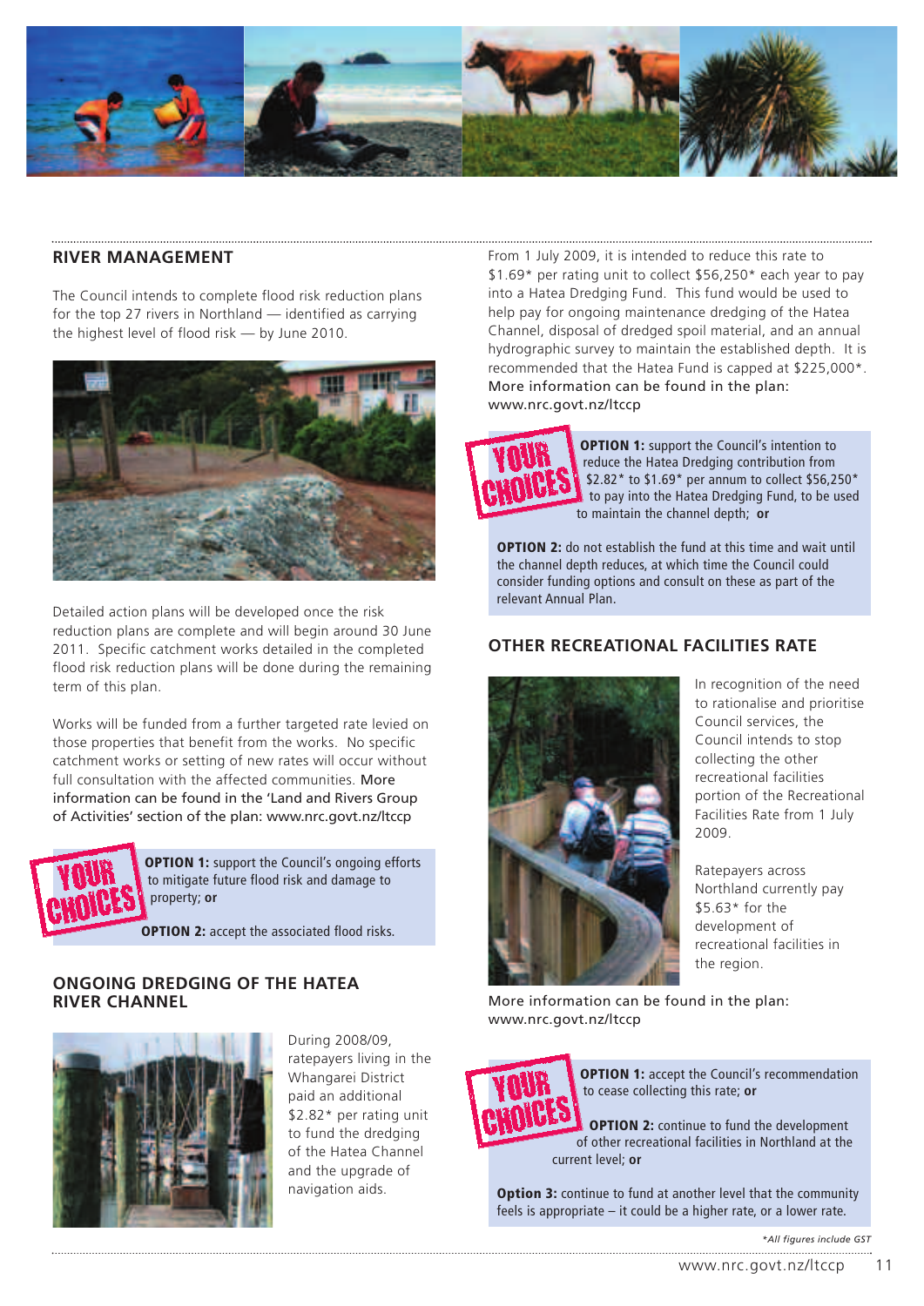## RIVER MANAGEMENT

The Council intends to complete flood risk reduction plans for the top 27 rivers in Northland — identified as carrying the highest level of flood risk — by June 2010.

Detailed action plans will be developed once the risk reduction plans are complete and will begin around 30 June 2011. Specific catchment works detailed in the completed flood risk reduction plans will be done during the remaining term of this plan.

Works will be funded from a further targeted rate levied on those properties that benefit from the works. No specific catchment works or setting of new rates will occur without full consultation with the affected communities. More information can be found in the 'Land and Rivers Group of Activities' section of the plan: www.nrc.govt.nz/ltccp

**YOUR CHOICES**

**OPTION 1:** support the Council's ongoing efforts to mitigate future flood risk and damage to property; **or**

**OPTION 2:** accept the associated flood risks.

## ONGOING DREDGING OF THE HATEA RIVER CHANNEL

During 2008/09, ratepayers living in the Whangarei District paid an additional $2.82* per rating unit to fund the dredging of the Hatea Channel and the upgrade of navigation aids.

From 1 July 2009, it is intended to reduce this rate to $1.69* per rating unit to collect $56,250* each year to pay into a Hatea Dredging Fund. This fund would be used to help pay for ongoing maintenance dredging of the Hatea Channel, disposal of dredged spoil material, and an annual hydrographic survey to maintain the established depth. It is recommended that the Hatea Fund is capped at $225,000*. More information can be found in the plan: www.nrc.govt.nz/ltccp

**YOUR CHOICES**

**OPTION 1:** support the Council's intention to reduce the Hatea Dredging contribution from $2.82* to $1.69* per annum to collect $56,250* to pay into the Hatea Dredging Fund, to be used to maintain the channel depth; **or**

**OPTION 2:** do not establish the fund at this time and wait until the channel depth reduces, at which time the Council could consider funding options and consult on these as part of the relevant Annual Plan.

## OTHER RECREATIONAL FACILITIES RATE

In recognition of the need to rationalise and prioritise Council services, the Council intends to stop collecting the other recreational facilities portion of the Recreational Facilities Rate from 1 July 2009.

Ratepayers across Northland currently pay $5.63* for the development of recreational facilities in the region.

More information can be found in the plan: www.nrc.govt.nz/ltccp

**YOUR CHOICES**

**OPTION 1:** accept the Council's recommendation to cease collecting this rate; **or**

**OPTION 2:** continue to fund the development of other recreational facilities in Northland at the current level; **or**

**Option 3:** continue to fund at another level that the community feels is appropriate – it could be a higher rate, or a lower rate.

*\*All figures include GST*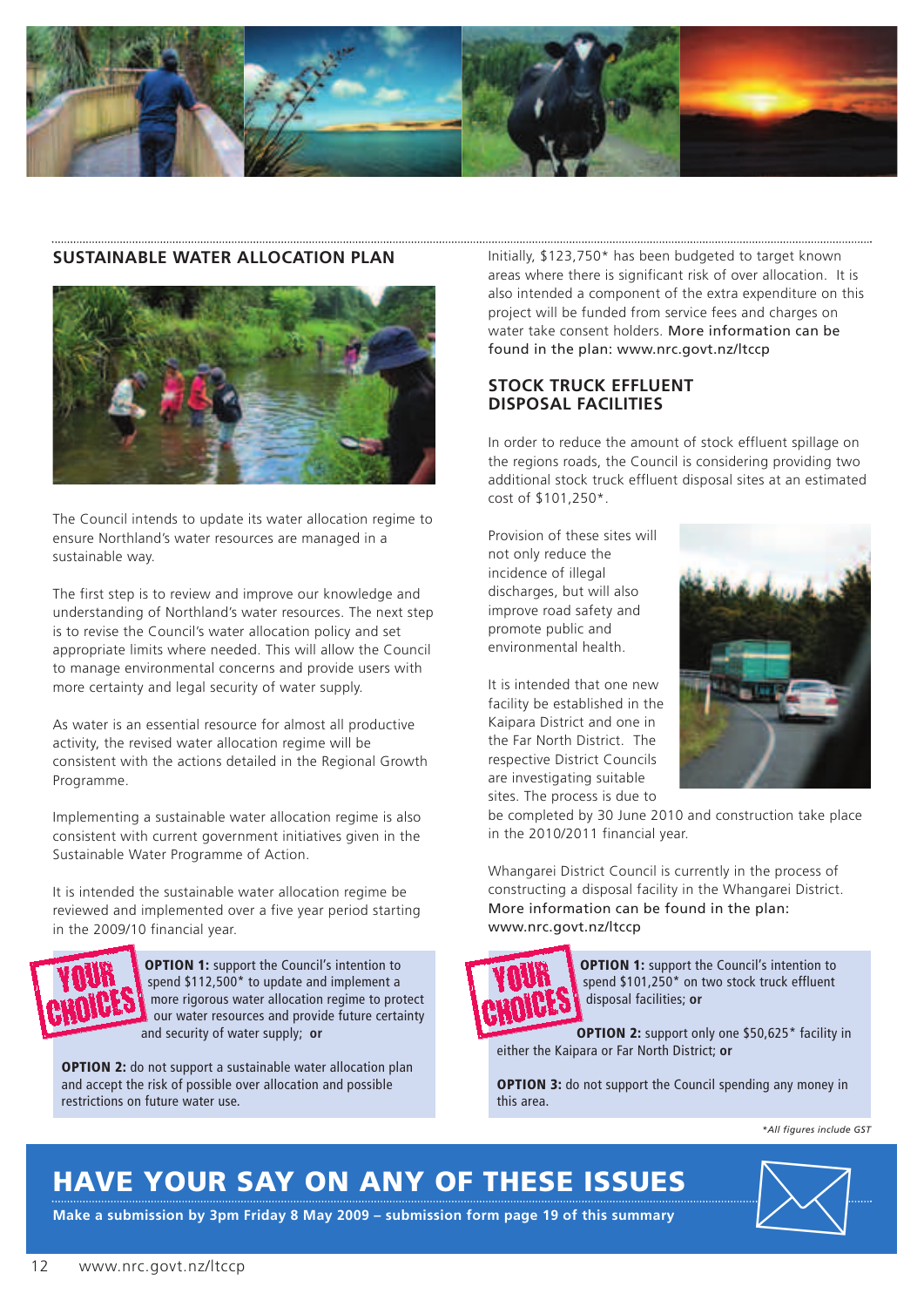## SUSTAINABLE WATER ALLOCATION PLAN

The Council intends to update its water allocation regime to ensure Northland's water resources are managed in a sustainable way.

The first step is to review and improve our knowledge and understanding of Northland's water resources. The next step is to revise the Council's water allocation policy and set appropriate limits where needed. This will allow the Council to manage environmental concerns and provide users with more certainty and legal security of water supply.

As water is an essential resource for almost all productive activity, the revised water allocation regime will be consistent with the actions detailed in the Regional Growth Programme.

Implementing a sustainable water allocation regime is also consistent with current government initiatives given in the Sustainable Water Programme of Action.

It is intended the sustainable water allocation regime be reviewed and implemented over a five year period starting in the 2009/10 financial year.

Initially, $123,750* has been budgeted to target known areas where there is significant risk of over allocation. It is also intended a component of the extra expenditure on this project will be funded from service fees and charges on water take consent holders. More information can be found in the plan: www.nrc.govt.nz/ltccp

**YOUR CHOICES**

**OPTION 1:** support the Council's intention to spend $112,500* to update and implement a more rigorous water allocation regime to protect our water resources and provide future certainty and security of water supply; **or**

**OPTION 2:** do not support a sustainable water allocation plan and accept the risk of possible over allocation and possible restrictions on future water use.

## STOCK TRUCK EFFLUENT DISPOSAL FACILITIES

In order to reduce the amount of stock effluent spillage on the regions roads, the Council is considering providing two additional stock truck effluent disposal sites at an estimated cost of $101,250*.

Provision of these sites will not only reduce the incidence of illegal discharges, but will also improve road safety and promote public and environmental health.

It is intended that one new facility be established in the Kaipara District and one in the Far North District. The respective District Councils are investigating suitable sites. The process is due to be completed by 30 June 2010 and construction take place in the 2010/2011 financial year.

Whangarei District Council is currently in the process of constructing a disposal facility in the Whangarei District. More information can be found in the plan: www.nrc.govt.nz/ltccp

**YOUR CHOICES**

**OPTION 1:** support the Council's intention to spend $101,250* on two stock truck effluent disposal facilities; **or**

**OPTION 2:** support only one $50,625* facility in either the Kaipara or Far North District; **or**

**OPTION 3:** do not support the Council spending any money in this area.

*\*All figures include GST*

## HAVE YOUR SAY ON ANY OF THESE ISSUES

**Make a submission by 3pm Friday 8 May 2009 – submission form page 19 of this summary**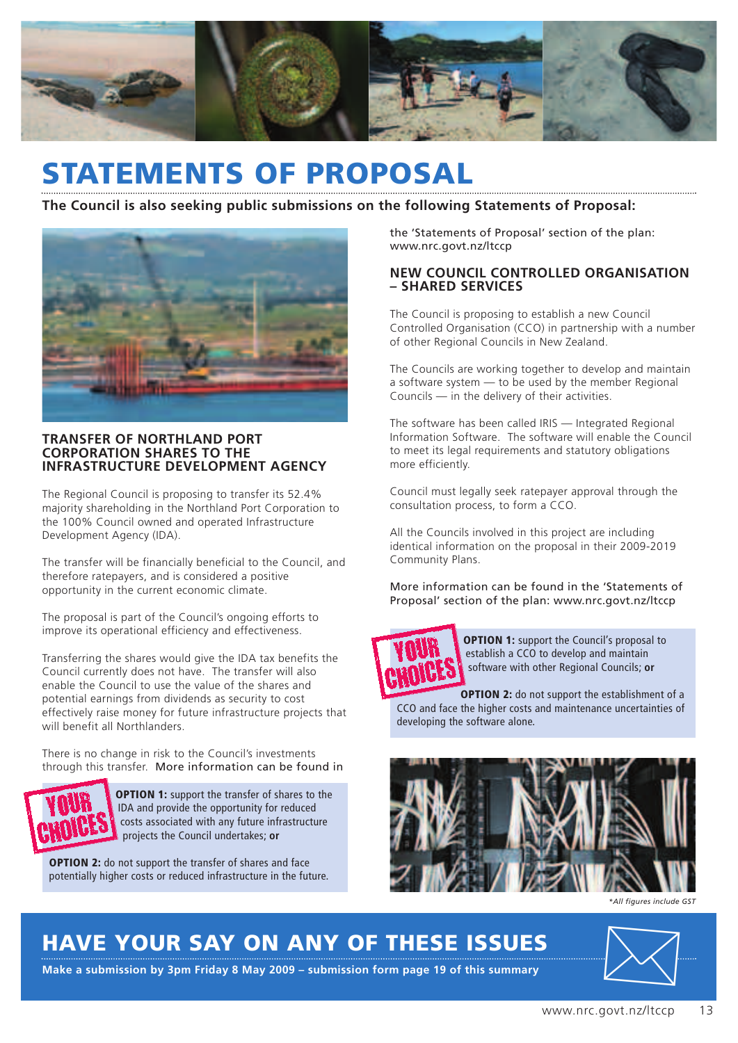# STATEMENTS OF PROPOSAL

**The Council is also seeking public submissions on the following Statements of Proposal:**

### TRANSFER OF NORTHLAND PORT CORPORATION SHARES TO THE INFRASTRUCTURE DEVELOPMENT AGENCY

The Regional Council is proposing to transfer its 52.4% majority shareholding in the Northland Port Corporation to the 100% Council owned and operated Infrastructure Development Agency (IDA).

The transfer will be financially beneficial to the Council, and therefore ratepayers, and is considered a positive opportunity in the current economic climate.

The proposal is part of the Council's ongoing efforts to improve its operational efficiency and effectiveness.

Transferring the shares would give the IDA tax benefits the Council currently does not have. The transfer will also enable the Council to use the value of the shares and potential earnings from dividends as security to cost effectively raise money for future infrastructure projects that will benefit all Northlanders.

There is no change in risk to the Council's investments through this transfer. More information can be found in the 'Statements of Proposal' section of the plan: www.nrc.govt.nz/ltccp

**YOUR CHOICES**

**OPTION 1:** support the transfer of shares to the IDA and provide the opportunity for reduced costs associated with any future infrastructure projects the Council undertakes; **or**

**OPTION 2:** do not support the transfer of shares and face potentially higher costs or reduced infrastructure in the future.

### NEW COUNCIL CONTROLLED ORGANISATION – SHARED SERVICES

The Council is proposing to establish a new Council Controlled Organisation (CCO) in partnership with a number of other Regional Councils in New Zealand.

The Councils are working together to develop and maintain a software system — to be used by the member Regional Councils — in the delivery of their activities.

The software has been called IRIS — Integrated Regional Information Software. The software will enable the Council to meet its legal requirements and statutory obligations more efficiently.

Council must legally seek ratepayer approval through the consultation process, to form a CCO.

All the Councils involved in this project are including identical information on the proposal in their 2009-2019 Community Plans.

More information can be found in the 'Statements of Proposal' section of the plan: www.nrc.govt.nz/ltccp

**YOUR CHOICES**

**OPTION 1:** support the Council's proposal to establish a CCO to develop and maintain software with other Regional Councils; **or**

**OPTION 2:** do not support the establishment of a CCO and face the higher costs and maintenance uncertainties of developing the software alone.

*\*All figures include GST*

## HAVE YOUR SAY ON ANY OF THESE ISSUES

**Make a submission by 3pm Friday 8 May 2009 – submission form page 19 of this summary**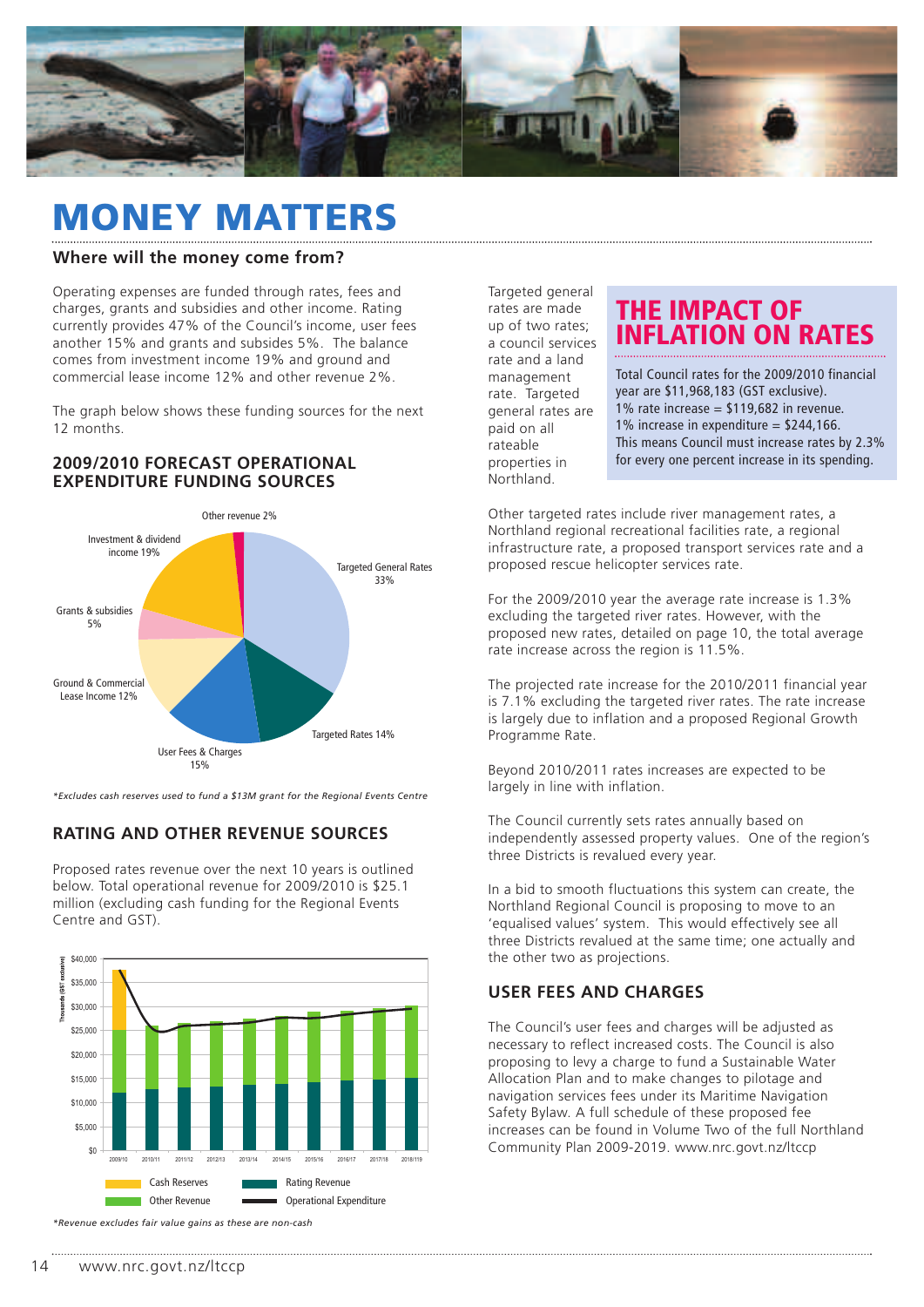# MONEY MATTERS

## Where will the money come from?

Operating expenses are funded through rates, fees and charges, grants and subsidies and other income. Rating currently provides 47% of the Council's income, user fees another 15% and grants and subsidies 5%. The balance comes from investment income 19% and ground and commercial lease income 12% and other revenue 2%.

The graph below shows these funding sources for the next 12 months.

### 2009/2010 FORECAST OPERATIONAL EXPENDITURE FUNDING SOURCES

Other revenue 2%

Investment & dividend income 19%

Targeted General Rates 33%

Grants & subsidies 5%

Ground & Commercial Lease Income 12%

Targeted Rates 14%

User Fees & Charges 15%

*Excludes cash reserves used to fund a $13M grant for the Regional Events Centre*

## RATING AND OTHER REVENUE SOURCES

Proposed rates revenue over the next 10 years is outlined below. Total operational revenue for 2009/2010 is $25.1 million (excluding cash funding for the Regional Events Centre and GST).

Cash Reserves | Rating Revenue | Other Revenue | Operational Expenditure

*Revenue excludes fair value gains as these are non-cash*

Targeted general rates are made up of two rates; a council services rate and a land management rate. Targeted general rates are paid on all rateable properties in Northland.

## THE IMPACT OF INFLATION ON RATES

Total Council rates for the 2009/2010 financial year are $11,968,183 (GST exclusive).
1% rate increase = $119,682 in revenue.
1% increase in expenditure = $244,166.
This means Council must increase rates by 2.3% for every one percent increase in its spending.

Other targeted rates include river management rates, a Northland regional recreational facilities rate, a regional infrastructure rate, a proposed transport services rate and a proposed rescue helicopter services rate.

For the 2009/2010 year the average rate increase is 1.3% excluding the targeted river rates. However, with the proposed new rates, detailed on page 10, the total average rate increase across the region is 11.5%.

The projected rate increase for the 2010/2011 financial year is 7.1% excluding the targeted river rates. The rate increase is largely due to inflation and a proposed Regional Growth Programme Rate.

Beyond 2010/2011 rates increases are expected to be largely in line with inflation.

The Council currently sets rates annually based on independently assessed property values. One of the region's three Districts is revalued every year.

In a bid to smooth fluctuations this system can create, the Northland Regional Council is proposing to move to an 'equalised values' system. This would effectively see all three Districts revalued at the same time; one actually and the other two as projections.

## USER FEES AND CHARGES

The Council's user fees and charges will be adjusted as necessary to reflect increased costs. The Council is also proposing to levy a charge to fund a Sustainable Water Allocation Plan and to make changes to pilotage and navigation services fees under its Maritime Navigation Safety Bylaw. A full schedule of these proposed fee increases can be found in Volume Two of the full Northland Community Plan 2009-2019. www.nrc.govt.nz/ltccp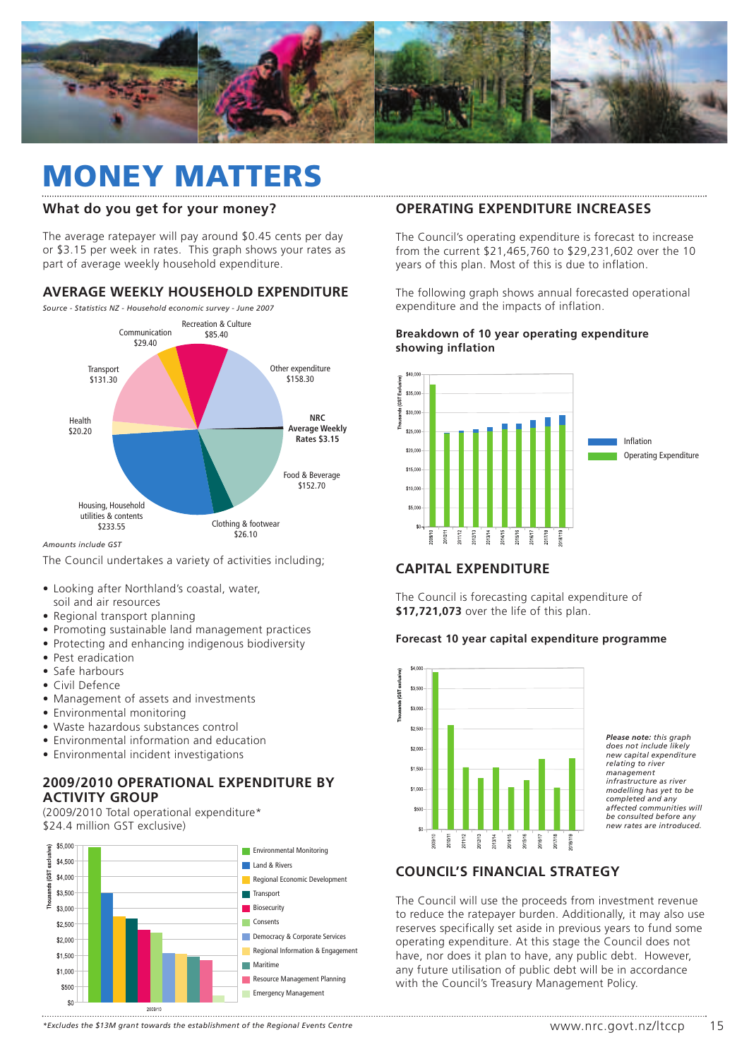# MONEY MATTERS

## What do you get for your money?

The average ratepayer will pay around $0.45 cents per day or $3.15 per week in rates. This graph shows your rates as part of average weekly household expenditure.

### AVERAGE WEEKLY HOUSEHOLD EXPENDITURE

*Source - Statistics NZ - Household economic survey - June 2007*

| Category | Amount |
|---|---|
| Communication | $29.40 |
| Recreation & Culture | $85.40 |
| Other expenditure | $158.30 |
| **NRC Average Weekly Rates** | **$3.15** |
| Food & Beverage | $152.70 |
| Clothing & footwear | $26.10 |
| Housing, Household utilities & contents | $233.55 |
| Health | $20.20 |
| Transport | $131.30 |

*Amounts include GST*

The Council undertakes a variety of activities including;

- Looking after Northland's coastal, water, soil and air resources
- Regional transport planning
- Promoting sustainable land management practices
- Protecting and enhancing indigenous biodiversity
- Pest eradication
- Safe harbours
- Civil Defence
- Management of assets and investments
- Environmental monitoring
- Waste hazardous substances control
- Environmental information and education
- Environmental incident investigations

### 2009/2010 OPERATIONAL EXPENDITURE BY ACTIVITY GROUP

(2009/2010 Total operational expenditure* $24.4 million GST exclusive)

Chart legend (Thousands (GST exclusive), 2009/10): Environmental Monitoring; Land & Rivers; Regional Economic Development; Transport; Biosecurity; Consents; Democracy & Corporate Services; Regional Information & Engagement; Maritime; Resource Management Planning; Emergency Management

## OPERATING EXPENDITURE INCREASES

The Council's operating expenditure is forecast to increase from the current $21,465,760 to $29,231,602 over the 10 years of this plan. Most of this is due to inflation.

The following graph shows annual forecasted operational expenditure and the impacts of inflation.

**Breakdown of 10 year operating expenditure showing inflation**

Chart legend (Thousands (GST Exclusive), 2009/10 – 2018/19): Inflation; Operating Expenditure

## CAPITAL EXPENDITURE

The Council is forecasting capital expenditure of **$17,721,073** over the life of this plan.

**Forecast 10 year capital expenditure programme**

Chart: Thousands (GST exclusive), 2009/10 – 2018/19

***Please note:** this graph does not include likely new capital expenditure relating to river management infrastructure as river modelling has yet to be completed and any affected communities will be consulted before any new rates are introduced.*

## COUNCIL'S FINANCIAL STRATEGY

The Council will use the proceeds from investment revenue to reduce the ratepayer burden. Additionally, it may also use reserves specifically set aside in previous years to fund some operating expenditure. At this stage the Council does not have, nor does it plan to have, any public debt. However, any future utilisation of public debt will be in accordance with the Council's Treasury Management Policy.

*\*Excludes the $13M grant towards the establishment of the Regional Events Centre*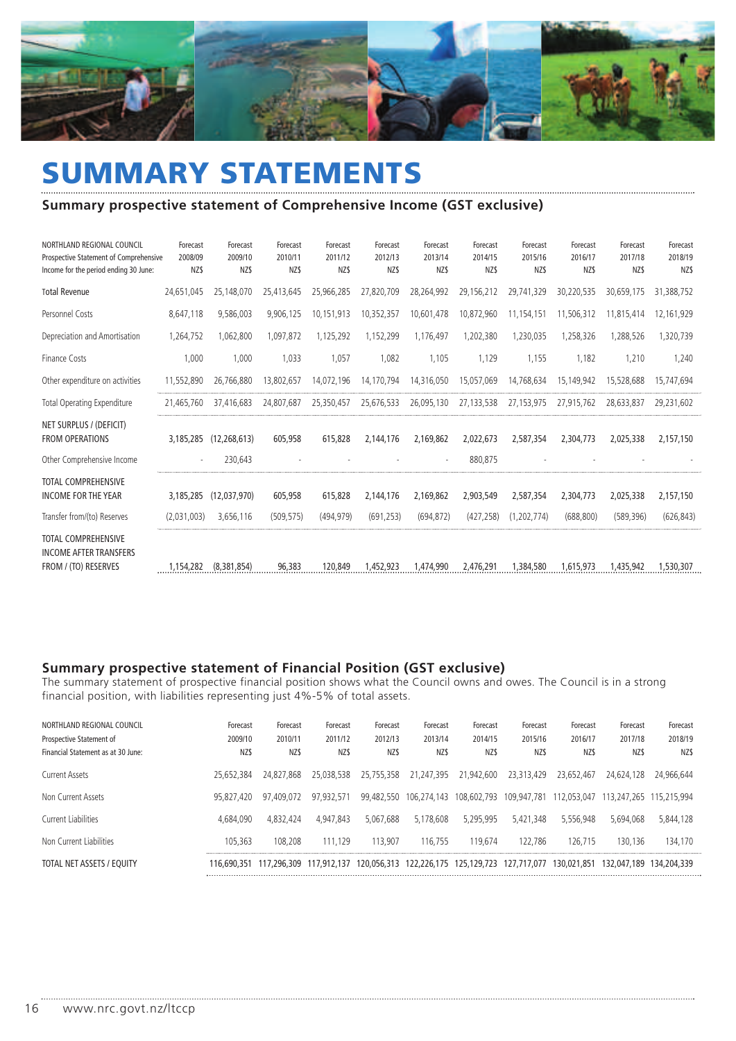# SUMMARY STATEMENTS

## Summary prospective statement of Comprehensive Income (GST exclusive)

| NORTHLAND REGIONAL COUNCIL Prospective Statement of Comprehensive Income for the period ending 30 June: | Forecast 2008/09 NZ$ | Forecast 2009/10 NZ$ | Forecast 2010/11 NZ$ | Forecast 2011/12 NZ$ | Forecast 2012/13 NZ$ | Forecast 2013/14 NZ$ | Forecast 2014/15 NZ$ | Forecast 2015/16 NZ$ | Forecast 2016/17 NZ$ | Forecast 2017/18 NZ$ | Forecast 2018/19 NZ$ |
|---|---|---|---|---|---|---|---|---|---|---|---|
| Total Revenue | 24,651,045 | 25,148,070 | 25,413,645 | 25,966,285 | 27,820,709 | 28,264,992 | 29,156,212 | 29,741,329 | 30,220,535 | 30,659,175 | 31,388,752 |
| Personnel Costs | 8,647,118 | 9,586,003 | 9,906,125 | 10,151,913 | 10,352,357 | 10,601,478 | 10,872,960 | 11,154,151 | 11,506,312 | 11,815,414 | 12,161,929 |
| Depreciation and Amortisation | 1,264,752 | 1,062,800 | 1,097,872 | 1,125,292 | 1,152,299 | 1,176,497 | 1,202,380 | 1,230,035 | 1,258,326 | 1,288,526 | 1,320,739 |
| Finance Costs | 1,000 | 1,000 | 1,033 | 1,057 | 1,082 | 1,105 | 1,129 | 1,155 | 1,182 | 1,210 | 1,240 |
| Other expenditure on activities | 11,552,890 | 26,766,880 | 13,802,657 | 14,072,196 | 14,170,794 | 14,316,050 | 15,057,069 | 14,768,634 | 15,149,942 | 15,528,688 | 15,747,694 |
| Total Operating Expenditure | 21,465,760 | 37,416,683 | 24,807,687 | 25,350,457 | 25,676,533 | 26,095,130 | 27,133,538 | 27,153,975 | 27,915,762 | 28,633,837 | 29,231,602 |
| NET SURPLUS / (DEFICIT) FROM OPERATIONS | 3,185,285 | (12,268,613) | 605,958 | 615,828 | 2,144,176 | 2,169,862 | 2,022,673 | 2,587,354 | 2,304,773 | 2,025,338 | 2,157,150 |
| Other Comprehensive Income | - | 230,643 | - | - | - | - | 880,875 | - | - | - | - |
| TOTAL COMPREHENSIVE INCOME FOR THE YEAR | 3,185,285 | (12,037,970) | 605,958 | 615,828 | 2,144,176 | 2,169,862 | 2,903,549 | 2,587,354 | 2,304,773 | 2,025,338 | 2,157,150 |
| Transfer from/(to) Reserves | (2,031,003) | 3,656,116 | (509,575) | (494,979) | (691,253) | (694,872) | (427,258) | (1,202,774) | (688,800) | (589,396) | (626,843) |
| TOTAL COMPREHENSIVE INCOME AFTER TRANSFERS FROM / (TO) RESERVES | 1,154,282 | (8,381,854) | 96,383 | 120,849 | 1,452,923 | 1,474,990 | 2,476,291 | 1,384,580 | 1,615,973 | 1,435,942 | 1,530,307 |

## Summary prospective statement of Financial Position (GST exclusive)

The summary statement of prospective financial position shows what the Council owns and owes. The Council is in a strong financial position, with liabilities representing just 4%-5% of total assets.

| NORTHLAND REGIONAL COUNCIL Prospective Statement of Financial Statement as at 30 June: | Forecast 2009/10 NZ$ | Forecast 2010/11 NZ$ | Forecast 2011/12 NZ$ | Forecast 2012/13 NZ$ | Forecast 2013/14 NZ$ | Forecast 2014/15 NZ$ | Forecast 2015/16 NZ$ | Forecast 2016/17 NZ$ | Forecast 2017/18 NZ$ | Forecast 2018/19 NZ$ |
|---|---|---|---|---|---|---|---|---|---|---|
| Current Assets | 25,652,384 | 24,827,868 | 25,038,538 | 25,755,358 | 21,247,395 | 21,942,600 | 23,313,429 | 23,652,467 | 24,624,128 | 24,966,644 |
| Non Current Assets | 95,827,420 | 97,409,072 | 97,932,571 | 99,482,550 | 106,274,143 | 108,602,793 | 109,947,781 | 112,053,047 | 113,247,265 | 115,215,994 |
| Current Liabilities | 4,684,090 | 4,832,424 | 4,947,843 | 5,067,688 | 5,178,608 | 5,295,995 | 5,421,348 | 5,556,948 | 5,694,068 | 5,844,128 |
| Non Current Liabilities | 105,363 | 108,208 | 111,129 | 113,907 | 116,755 | 119,674 | 122,786 | 126,715 | 130,136 | 134,170 |
| TOTAL NET ASSETS / EQUITY | 116,690,351 | 117,296,309 | 117,912,137 | 120,056,313 | 122,226,175 | 125,129,723 | 127,717,077 | 130,021,851 | 132,047,189 | 134,204,339 |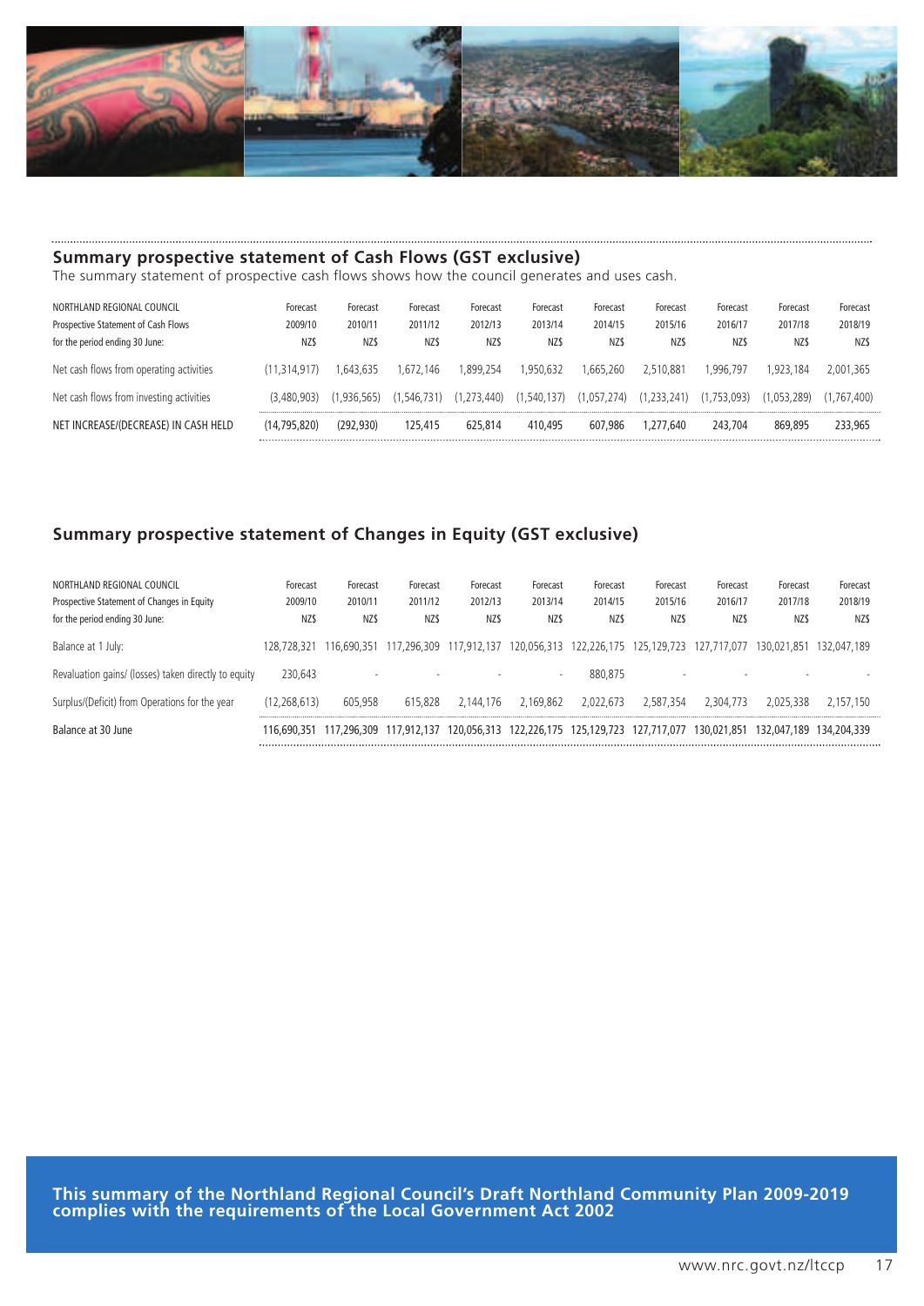## Summary prospective statement of Cash Flows (GST exclusive)

The summary statement of prospective cash flows shows how the council generates and uses cash.

| NORTHLAND REGIONAL COUNCIL<br>Prospective Statement of Cash Flows<br>for the period ending 30 June: | Forecast 2009/10 NZ$ | Forecast 2010/11 NZ$ | Forecast 2011/12 NZ$ | Forecast 2012/13 NZ$ | Forecast 2013/14 NZ$ | Forecast 2014/15 NZ$ | Forecast 2015/16 NZ$ | Forecast 2016/17 NZ$ | Forecast 2017/18 NZ$ | Forecast 2018/19 NZ$ |
|---|---|---|---|---|---|---|---|---|---|---|
| Net cash flows from operating activities | (11,314,917) | 1,643,635 | 1,672,146 | 1,899,254 | 1,950,632 | 1,665,260 | 2,510,881 | 1,996,797 | 1,923,184 | 2,001,365 |
| Net cash flows from investing activities | (3,480,903) | (1,936,565) | (1,546,731) | (1,273,440) | (1,540,137) | (1,057,274) | (1,233,241) | (1,753,093) | (1,053,289) | (1,767,400) |
| NET INCREASE/(DECREASE) IN CASH HELD | (14,795,820) | (292,930) | 125,415 | 625,814 | 410,495 | 607,986 | 1,277,640 | 243,704 | 869,895 | 233,965 |

## Summary prospective statement of Changes in Equity (GST exclusive)

| NORTHLAND REGIONAL COUNCIL<br>Prospective Statement of Changes in Equity<br>for the period ending 30 June: | Forecast 2009/10 NZ$ | Forecast 2010/11 NZ$ | Forecast 2011/12 NZ$ | Forecast 2012/13 NZ$ | Forecast 2013/14 NZ$ | Forecast 2014/15 NZ$ | Forecast 2015/16 NZ$ | Forecast 2016/17 NZ$ | Forecast 2017/18 NZ$ | Forecast 2018/19 NZ$ |
|---|---|---|---|---|---|---|---|---|---|---|
| Balance at 1 July: | 128,728,321 | 116,690,351 | 117,296,309 | 117,912,137 | 120,056,313 | 122,226,175 | 125,129,723 | 127,717,077 | 130,021,851 | 132,047,189 |
| Revaluation gains/ (losses) taken directly to equity | 230,643 | - | - | - | - | 880,875 | - | - | - | - |
| Surplus/(Deficit) from Operations for the year | (12,268,613) | 605,958 | 615,828 | 2,144,176 | 2,169,862 | 2,022,673 | 2,587,354 | 2,304,773 | 2,025,338 | 2,157,150 |
| Balance at 30 June | 116,690,351 | 117,296,309 | 117,912,137 | 120,056,313 | 122,226,175 | 125,129,723 | 127,717,077 | 130,021,851 | 132,047,189 | 134,204,339 |

**This summary of the Northland Regional Council's Draft Northland Community Plan 2009-2019 complies with the requirements of the Local Government Act 2002**

www.nrc.govt.nz/ltccp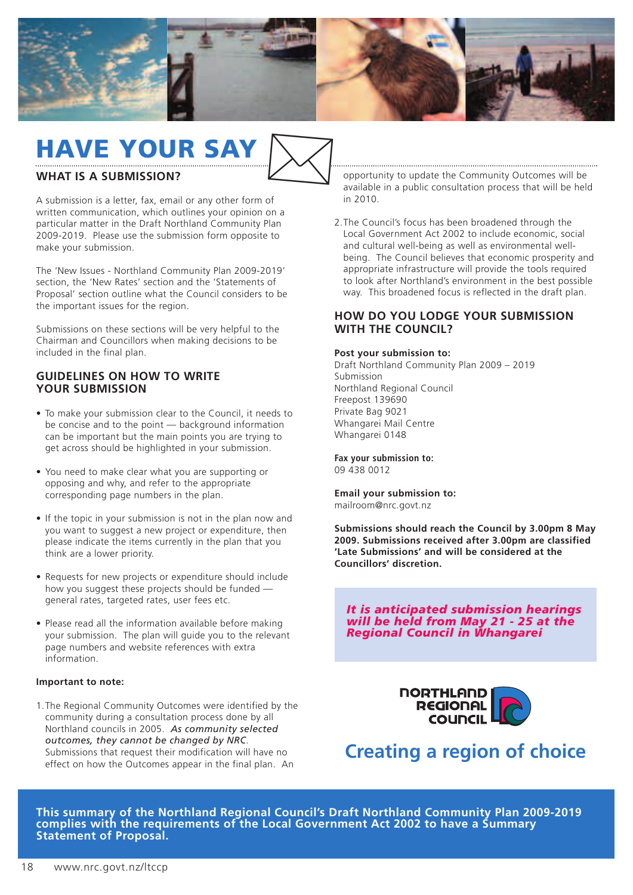# HAVE YOUR SAY

## WHAT IS A SUBMISSION?

A submission is a letter, fax, email or any other form of written communication, which outlines your opinion on a particular matter in the Draft Northland Community Plan 2009-2019. Please use the submission form opposite to make your submission.

The 'New Issues - Northland Community Plan 2009-2019' section, the 'New Rates' section and the 'Statements of Proposal' section outline what the Council considers to be the important issues for the region.

Submissions on these sections will be very helpful to the Chairman and Councillors when making decisions to be included in the final plan.

## GUIDELINES ON HOW TO WRITE YOUR SUBMISSION

- To make your submission clear to the Council, it needs to be concise and to the point — background information can be important but the main points you are trying to get across should be highlighted in your submission.
- You need to make clear what you are supporting or opposing and why, and refer to the appropriate corresponding page numbers in the plan.
- If the topic in your submission is not in the plan now and you want to suggest a new project or expenditure, then please indicate the items currently in the plan that you think are a lower priority.
- Requests for new projects or expenditure should include how you suggest these projects should be funded — general rates, targeted rates, user fees etc.
- Please read all the information available before making your submission. The plan will guide you to the relevant page numbers and website references with extra information.

**Important to note:**

1. The Regional Community Outcomes were identified by the community during a consultation process done by all Northland councils in 2005. *As community selected outcomes, they cannot be changed by NRC*. Submissions that request their modification will have no effect on how the Outcomes appear in the final plan. An opportunity to update the Community Outcomes will be available in a public consultation process that will be held in 2010.
2. The Council's focus has been broadened through the Local Government Act 2002 to include economic, social and cultural well-being as well as environmental well-being. The Council believes that economic prosperity and appropriate infrastructure will provide the tools required to look after Northland's environment in the best possible way. This broadened focus is reflected in the draft plan.

## HOW DO YOU LODGE YOUR SUBMISSION WITH THE COUNCIL?

**Post your submission to:**
Draft Northland Community Plan 2009 – 2019
Submission
Northland Regional Council
Freepost 139690
Private Bag 9021
Whangarei Mail Centre
Whangarei 0148

**Fax your submission to:**
09 438 0012

**Email your submission to:**
mailroom@nrc.govt.nz

**Submissions should reach the Council by 3.00pm 8 May 2009. Submissions received after 3.00pm are classified 'Late Submissions' and will be considered at the Councillors' discretion.**

***It is anticipated submission hearings will be held from May 21 - 25 at the Regional Council in Whangarei***

NORTHLAND REGIONAL COUNCIL

## Creating a region of choice

**This summary of the Northland Regional Council's Draft Northland Community Plan 2009-2019 complies with the requirements of the Local Government Act 2002 to have a Summary Statement of Proposal.**

www.nrc.govt.nz/ltccp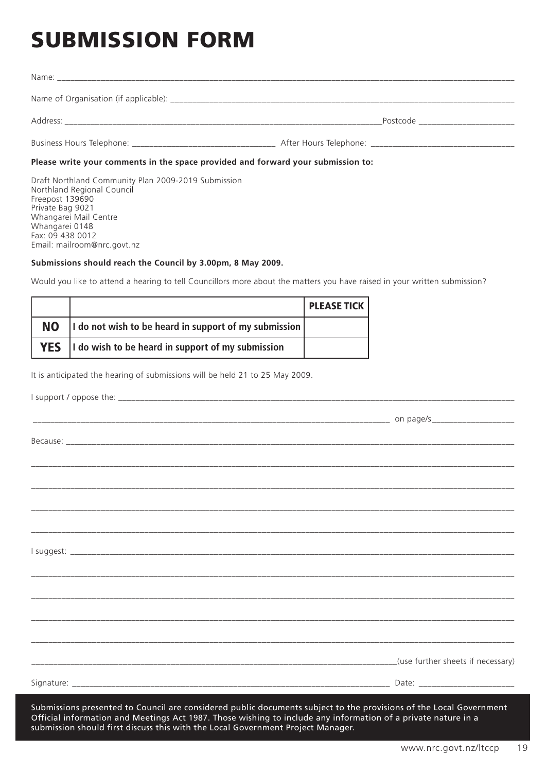# SUBMISSION FORM

Name: ___________________________________________________________________________

Name of Organisation (if applicable): ______________________________________________

Address: _______________________________________________ Postcode _______________

Business Hours Telephone: ______________________ After Hours Telephone: ______________________

**Please write your comments in the space provided and forward your submission to:**

Draft Northland Community Plan 2009-2019 Submission
Northland Regional Council
Freepost 139690
Private Bag 9021
Whangarei Mail Centre
Whangarei 0148
Fax: 09 438 0012
Email: mailroom@nrc.govt.nz

**Submissions should reach the Council by 3.00pm, 8 May 2009.**

Would you like to attend a hearing to tell Councillors more about the matters you have raised in your written submission?

| | | PLEASE TICK |
|---|---|---|
| **NO** | **I do not wish to be heard in support of my submission** | |
| **YES** | **I do wish to be heard in support of my submission** | |

It is anticipated the hearing of submissions will be held 21 to 25 May 2009.

I support / oppose the: ___________________________________________________________

_________________________________________________________ on page/s _______________

Because: _________________________________________________________________________

___________________________________________________________________________________

___________________________________________________________________________________

___________________________________________________________________________________

___________________________________________________________________________________

I suggest: _______________________________________________________________________

___________________________________________________________________________________

___________________________________________________________________________________

___________________________________________________________________________________

___________________________________________________________________________________

_________________________________________________________(use further sheets if necessary)

Signature: _______________________________________________ Date: ____________________

Submissions presented to Council are considered public documents subject to the provisions of the Local Government Official information and Meetings Act 1987. Those wishing to include any information of a private nature in a submission should first discuss this with the Local Government Project Manager.

www.nrc.govt.nz/ltccp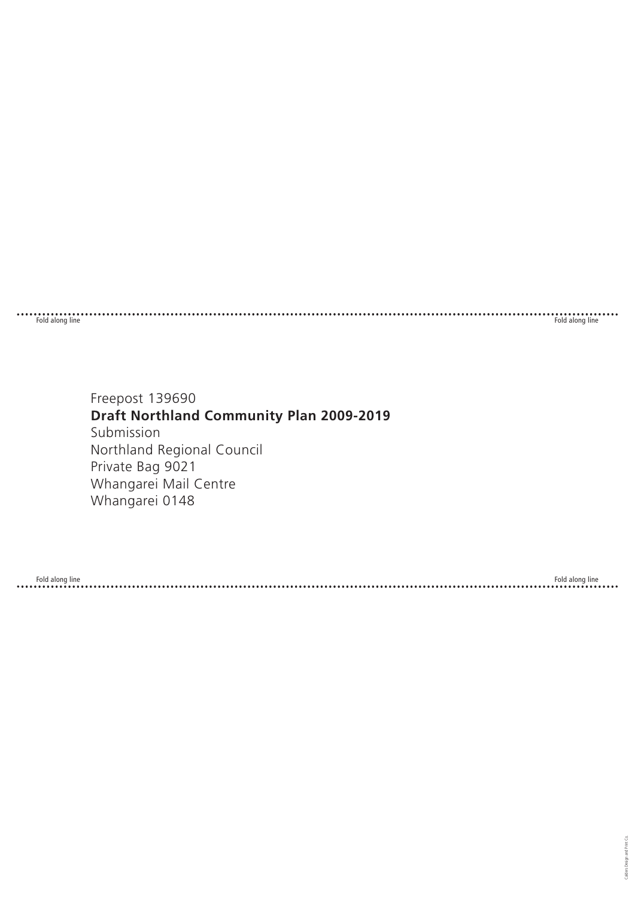Fold along line Fold along line

Freepost 139690
**Draft Northland Community Plan 2009-2019**
Submission
Northland Regional Council
Private Bag 9021
Whangarei Mail Centre
Whangarei 0148

Fold along line Fold along line

Catters Design and Print Co.